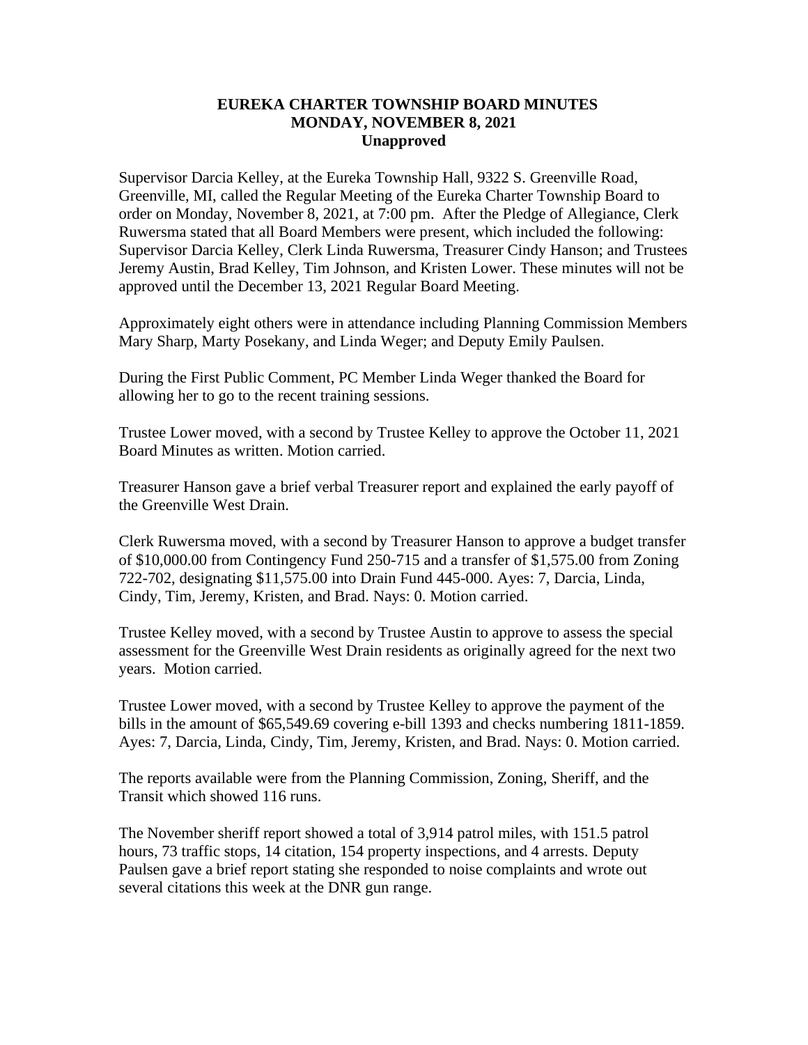# EUREKA CHARTER TOWNSHIP BOARD MINUTES
## MONDAY, NOVEMBER 8, 2021
### Unapproved

Supervisor Darcia Kelley, at the Eureka Township Hall, 9322 S. Greenville Road, Greenville, MI, called the Regular Meeting of the Eureka Charter Township Board to order on Monday, November 8, 2021, at 7:00 pm. After the Pledge of Allegiance, Clerk Ruwersma stated that all Board Members were present, which included the following: Supervisor Darcia Kelley, Clerk Linda Ruwersma, Treasurer Cindy Hanson; and Trustees Jeremy Austin, Brad Kelley, Tim Johnson, and Kristen Lower. These minutes will not be approved until the December 13, 2021 Regular Board Meeting.

Approximately eight others were in attendance including Planning Commission Members Mary Sharp, Marty Posekany, and Linda Weger; and Deputy Emily Paulsen.

During the First Public Comment, PC Member Linda Weger thanked the Board for allowing her to go to the recent training sessions.

Trustee Lower moved, with a second by Trustee Kelley to approve the October 11, 2021 Board Minutes as written. Motion carried.

Treasurer Hanson gave a brief verbal Treasurer report and explained the early payoff of the Greenville West Drain.

Clerk Ruwersma moved, with a second by Treasurer Hanson to approve a budget transfer of $10,000.00 from Contingency Fund 250-715 and a transfer of $1,575.00 from Zoning 722-702, designating $11,575.00 into Drain Fund 445-000. Ayes: 7, Darcia, Linda, Cindy, Tim, Jeremy, Kristen, and Brad. Nays: 0. Motion carried.

Trustee Kelley moved, with a second by Trustee Austin to approve to assess the special assessment for the Greenville West Drain residents as originally agreed for the next two years. Motion carried.

Trustee Lower moved, with a second by Trustee Kelley to approve the payment of the bills in the amount of $65,549.69 covering e-bill 1393 and checks numbering 1811-1859. Ayes: 7, Darcia, Linda, Cindy, Tim, Jeremy, Kristen, and Brad. Nays: 0. Motion carried.

The reports available were from the Planning Commission, Zoning, Sheriff, and the Transit which showed 116 runs.

The November sheriff report showed a total of 3,914 patrol miles, with 151.5 patrol hours, 73 traffic stops, 14 citation, 154 property inspections, and 4 arrests. Deputy Paulsen gave a brief report stating she responded to noise complaints and wrote out several citations this week at the DNR gun range.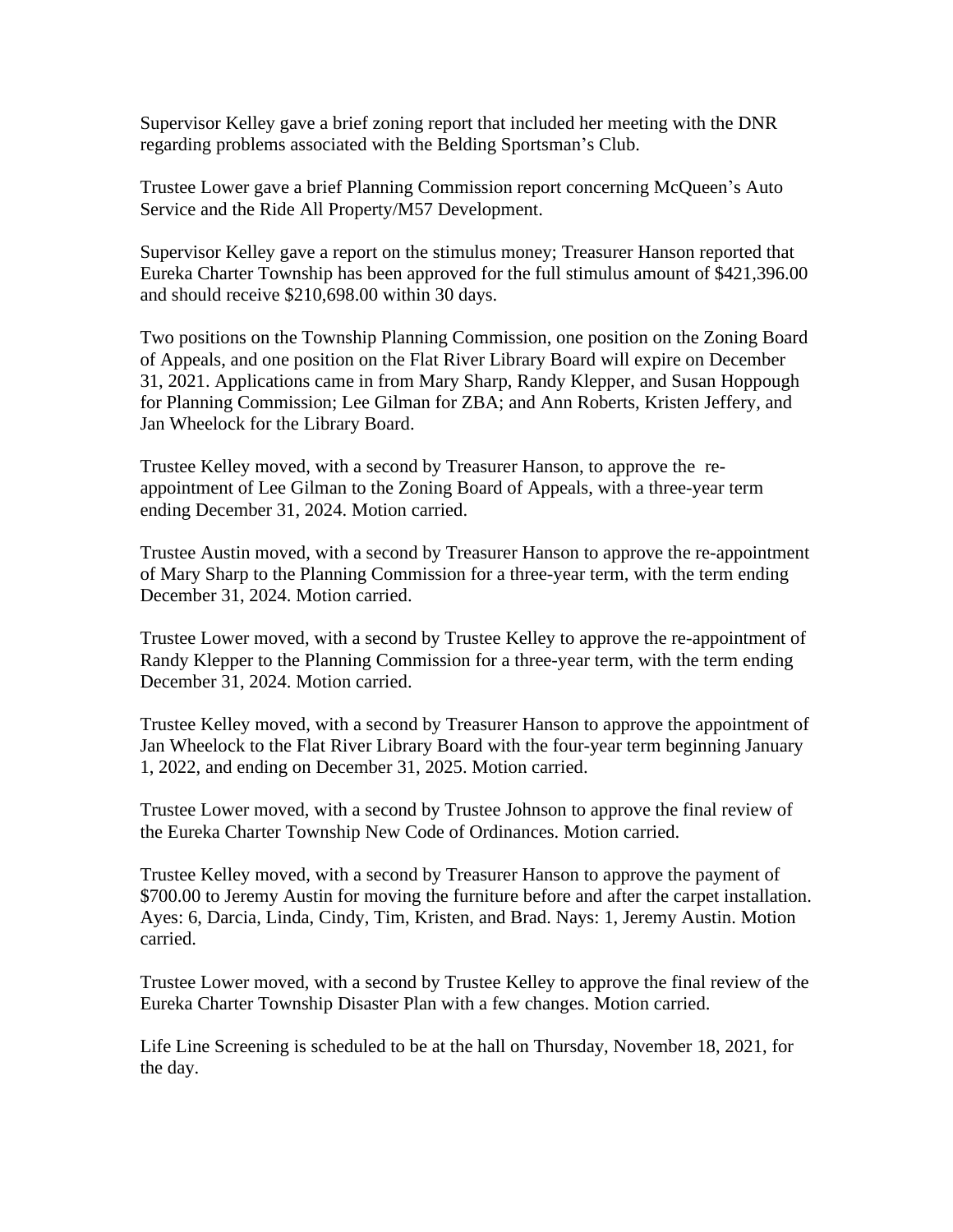Supervisor Kelley gave a brief zoning report that included her meeting with the DNR regarding problems associated with the Belding Sportsman's Club.

Trustee Lower gave a brief Planning Commission report concerning McQueen's Auto Service and the Ride All Property/M57 Development.

Supervisor Kelley gave a report on the stimulus money; Treasurer Hanson reported that Eureka Charter Township has been approved for the full stimulus amount of $421,396.00 and should receive $210,698.00 within 30 days.

Two positions on the Township Planning Commission, one position on the Zoning Board of Appeals, and one position on the Flat River Library Board will expire on December 31, 2021. Applications came in from Mary Sharp, Randy Klepper, and Susan Hoppough for Planning Commission; Lee Gilman for ZBA; and Ann Roberts, Kristen Jeffery, and Jan Wheelock for the Library Board.

Trustee Kelley moved, with a second by Treasurer Hanson, to approve the re-appointment of Lee Gilman to the Zoning Board of Appeals, with a three-year term ending December 31, 2024. Motion carried.

Trustee Austin moved, with a second by Treasurer Hanson to approve the re-appointment of Mary Sharp to the Planning Commission for a three-year term, with the term ending December 31, 2024. Motion carried.

Trustee Lower moved, with a second by Trustee Kelley to approve the re-appointment of Randy Klepper to the Planning Commission for a three-year term, with the term ending December 31, 2024. Motion carried.

Trustee Kelley moved, with a second by Treasurer Hanson to approve the appointment of Jan Wheelock to the Flat River Library Board with the four-year term beginning January 1, 2022, and ending on December 31, 2025. Motion carried.

Trustee Lower moved, with a second by Trustee Johnson to approve the final review of the Eureka Charter Township New Code of Ordinances. Motion carried.

Trustee Kelley moved, with a second by Treasurer Hanson to approve the payment of $700.00 to Jeremy Austin for moving the furniture before and after the carpet installation. Ayes: 6, Darcia, Linda, Cindy, Tim, Kristen, and Brad. Nays: 1, Jeremy Austin. Motion carried.

Trustee Lower moved, with a second by Trustee Kelley to approve the final review of the Eureka Charter Township Disaster Plan with a few changes. Motion carried.

Life Line Screening is scheduled to be at the hall on Thursday, November 18, 2021, for the day.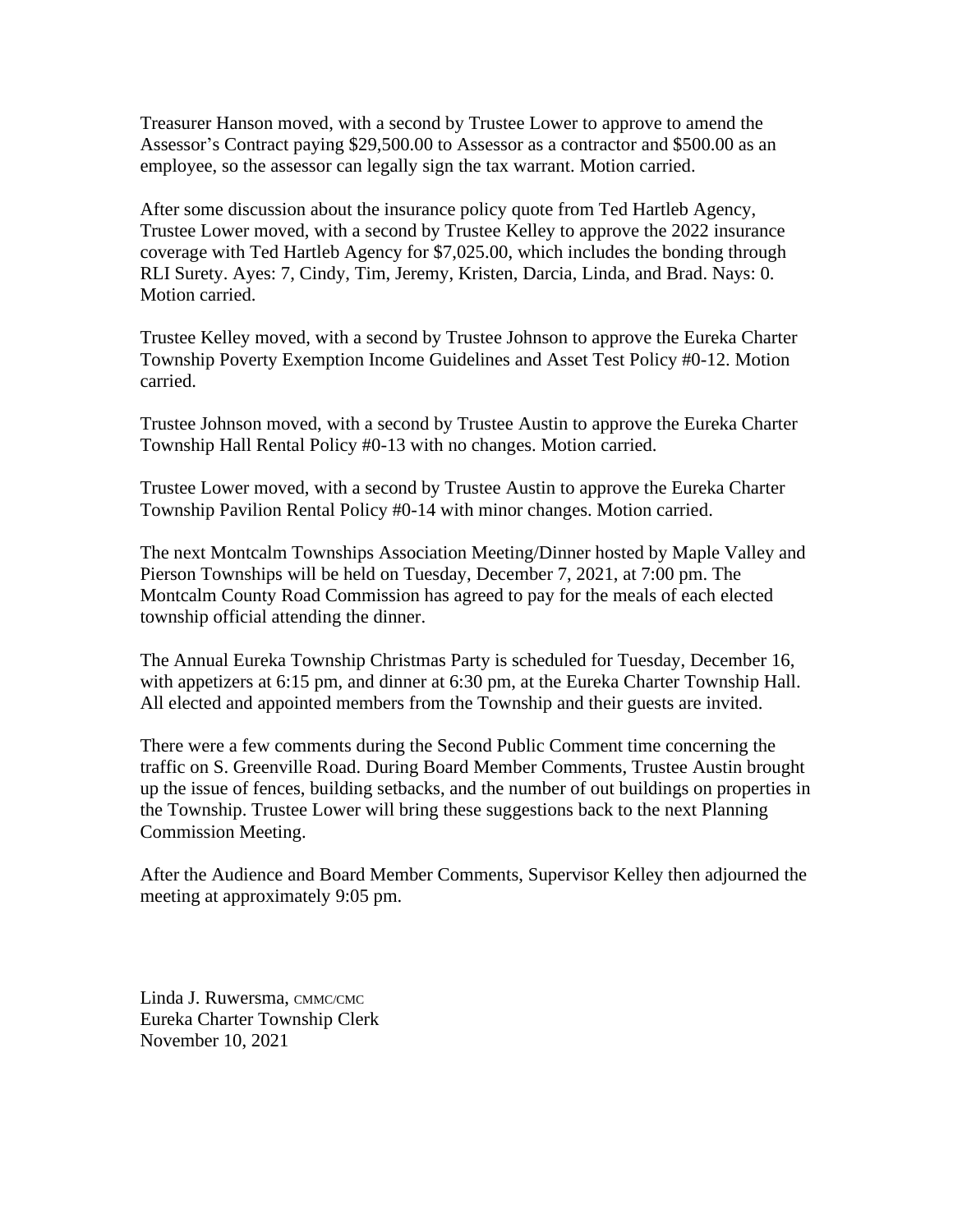Treasurer Hanson moved, with a second by Trustee Lower to approve to amend the Assessor's Contract paying $29,500.00 to Assessor as a contractor and $500.00 as an employee, so the assessor can legally sign the tax warrant. Motion carried.

After some discussion about the insurance policy quote from Ted Hartleb Agency, Trustee Lower moved, with a second by Trustee Kelley to approve the 2022 insurance coverage with Ted Hartleb Agency for $7,025.00, which includes the bonding through RLI Surety. Ayes: 7, Cindy, Tim, Jeremy, Kristen, Darcia, Linda, and Brad. Nays: 0. Motion carried.

Trustee Kelley moved, with a second by Trustee Johnson to approve the Eureka Charter Township Poverty Exemption Income Guidelines and Asset Test Policy #0-12. Motion carried.

Trustee Johnson moved, with a second by Trustee Austin to approve the Eureka Charter Township Hall Rental Policy #0-13 with no changes. Motion carried.

Trustee Lower moved, with a second by Trustee Austin to approve the Eureka Charter Township Pavilion Rental Policy #0-14 with minor changes. Motion carried.

The next Montcalm Townships Association Meeting/Dinner hosted by Maple Valley and Pierson Townships will be held on Tuesday, December 7, 2021, at 7:00 pm. The Montcalm County Road Commission has agreed to pay for the meals of each elected township official attending the dinner.

The Annual Eureka Township Christmas Party is scheduled for Tuesday, December 16, with appetizers at 6:15 pm, and dinner at 6:30 pm, at the Eureka Charter Township Hall. All elected and appointed members from the Township and their guests are invited.

There were a few comments during the Second Public Comment time concerning the traffic on S. Greenville Road. During Board Member Comments, Trustee Austin brought up the issue of fences, building setbacks, and the number of out buildings on properties in the Township. Trustee Lower will bring these suggestions back to the next Planning Commission Meeting.

After the Audience and Board Member Comments, Supervisor Kelley then adjourned the meeting at approximately 9:05 pm.

Linda J. Ruwersma, CMMC/CMC
Eureka Charter Township Clerk
November 10, 2021